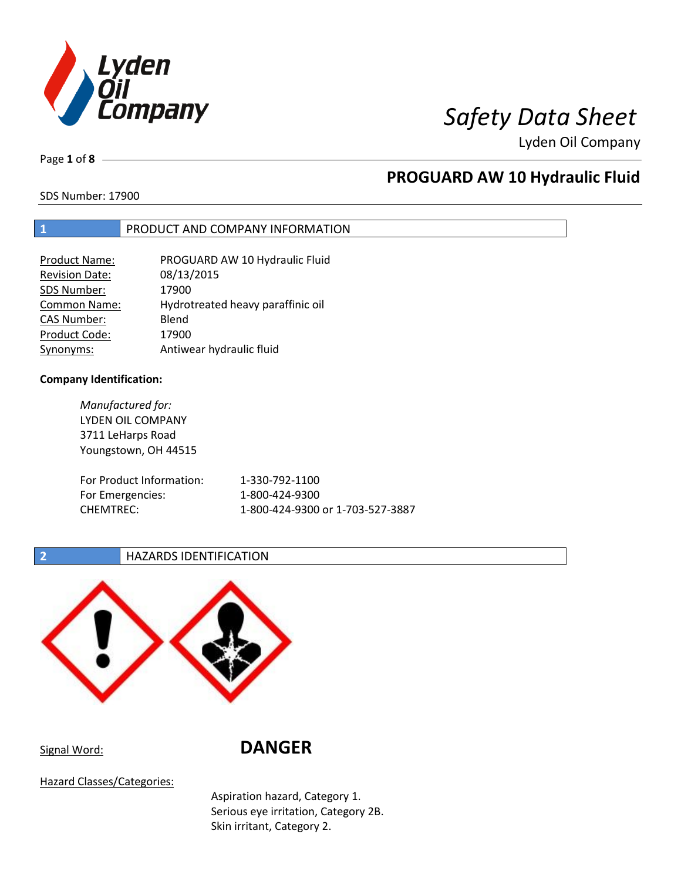# Safety Data Sheet

Lyden Oil Company

## PROGUARD AW 10 Hydraulic Fluid

SDS Number: 17900

## 1 PRODUCT AND COMPANY INFORMATION

| | |
|---|---|
| Product Name: | PROGUARD AW 10 Hydraulic Fluid |
| Revision Date: | 08/13/2015 |
| SDS Number: | 17900 |
| Common Name: | Hydrotreated heavy paraffinic oil |
| CAS Number: | Blend |
| Product Code: | 17900 |
| Synonyms: | Antiwear hydraulic fluid |

**Company Identification:**

*Manufactured for:*
LYDEN OIL COMPANY
3711 LeHarps Road
Youngstown, OH 44515

| | |
|---|---|
| For Product Information: | 1-330-792-1100 |
| For Emergencies: | 1-800-424-9300 |
| CHEMTREC: | 1-800-424-9300 or 1-703-527-3887 |

## 2 HAZARDS IDENTIFICATION

Signal Word: **DANGER**

Hazard Classes/Categories:

Aspiration hazard, Category 1.
Serious eye irritation, Category 2B.
Skin irritant, Category 2.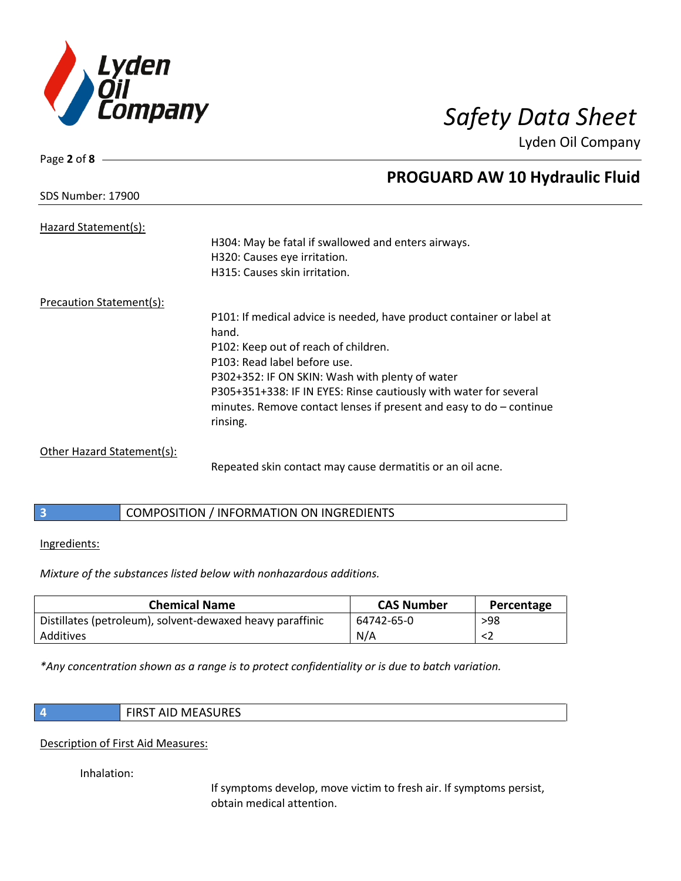Hazard Statement(s):

H304: May be fatal if swallowed and enters airways.
H320: Causes eye irritation.
H315: Causes skin irritation.

Precaution Statement(s):

P101: If medical advice is needed, have product container or label at hand.
P102: Keep out of reach of children.
P103: Read label before use.
P302+352: IF ON SKIN: Wash with plenty of water
P305+351+338: IF IN EYES: Rinse cautiously with water for several minutes. Remove contact lenses if present and easy to do – continue rinsing.

Other Hazard Statement(s):

Repeated skin contact may cause dermatitis or an oil acne.

## 3 COMPOSITION / INFORMATION ON INGREDIENTS

Ingredients:

*Mixture of the substances listed below with nonhazardous additions.*

| Chemical Name | CAS Number | Percentage |
|---|---|---|
| Distillates (petroleum), solvent-dewaxed heavy paraffinic | 64742-65-0 | >98 |
| Additives | N/A | <2 |

*\*Any concentration shown as a range is to protect confidentiality or is due to batch variation.*

## 4 FIRST AID MEASURES

Description of First Aid Measures:

Inhalation:

If symptoms develop, move victim to fresh air. If symptoms persist, obtain medical attention.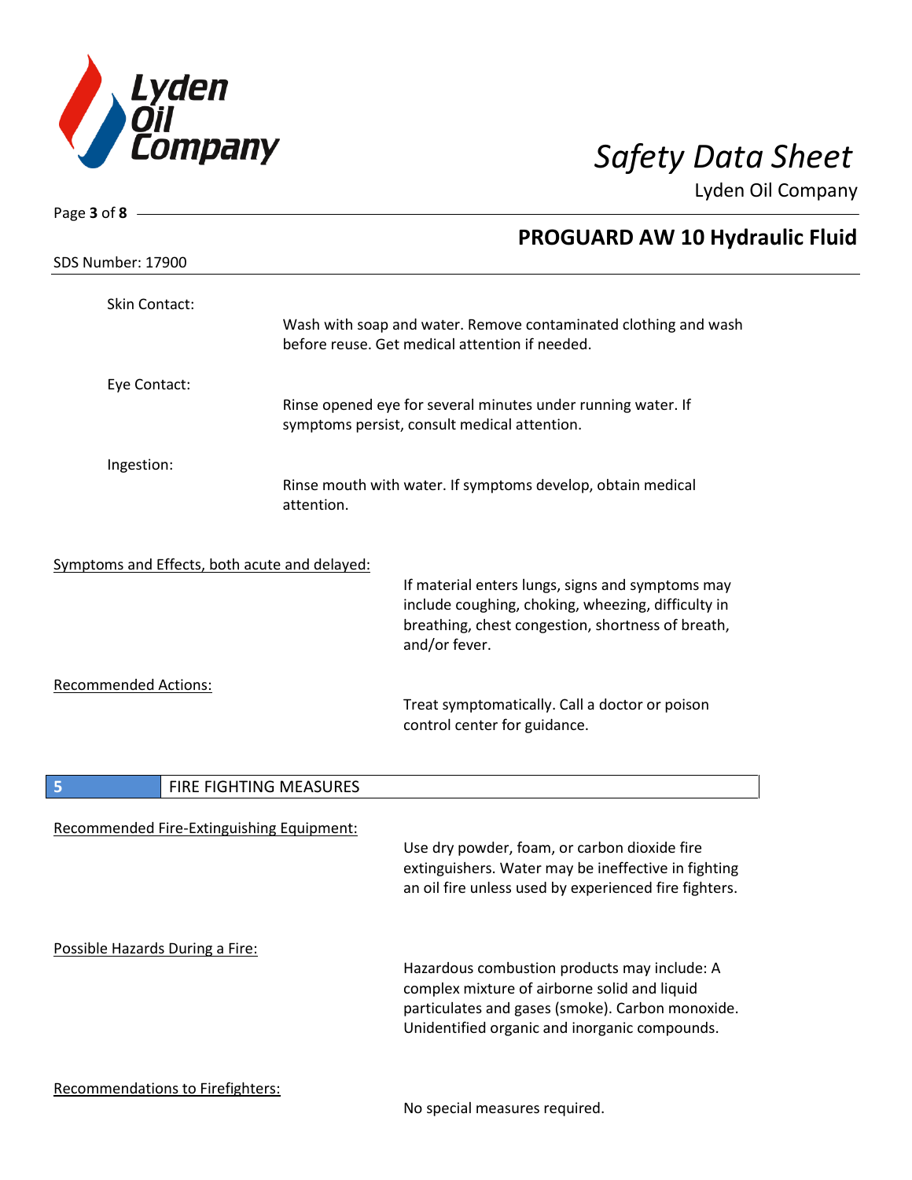Skin Contact:

Wash with soap and water. Remove contaminated clothing and wash before reuse. Get medical attention if needed.

Eye Contact:

Rinse opened eye for several minutes under running water. If symptoms persist, consult medical attention.

Ingestion:

Rinse mouth with water. If symptoms develop, obtain medical attention.

Symptoms and Effects, both acute and delayed:

If material enters lungs, signs and symptoms may include coughing, choking, wheezing, difficulty in breathing, chest congestion, shortness of breath, and/or fever.

Recommended Actions:

Treat symptomatically. Call a doctor or poison control center for guidance.

## 5 FIRE FIGHTING MEASURES

Recommended Fire-Extinguishing Equipment:

Use dry powder, foam, or carbon dioxide fire extinguishers. Water may be ineffective in fighting an oil fire unless used by experienced fire fighters.

Possible Hazards During a Fire:

Hazardous combustion products may include: A complex mixture of airborne solid and liquid particulates and gases (smoke). Carbon monoxide. Unidentified organic and inorganic compounds.

Recommendations to Firefighters:

No special measures required.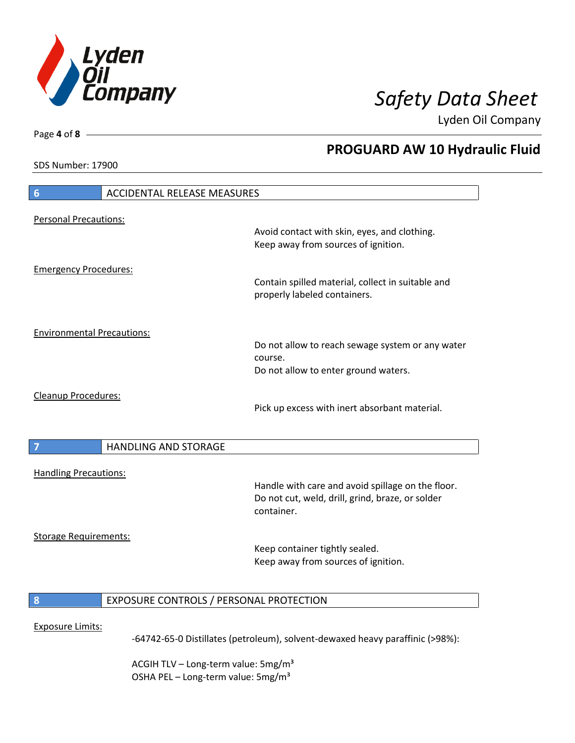SDS Number: 17900

## 6 ACCIDENTAL RELEASE MEASURES

Personal Precautions:

Avoid contact with skin, eyes, and clothing.
Keep away from sources of ignition.

Emergency Procedures:

Contain spilled material, collect in suitable and properly labeled containers.

Environmental Precautions:

Do not allow to reach sewage system or any water course.
Do not allow to enter ground waters.

Cleanup Procedures:

Pick up excess with inert absorbant material.

## 7 HANDLING AND STORAGE

Handling Precautions:

Handle with care and avoid spillage on the floor.
Do not cut, weld, drill, grind, braze, or solder container.

Storage Requirements:

Keep container tightly sealed.
Keep away from sources of ignition.

## 8 EXPOSURE CONTROLS / PERSONAL PROTECTION

Exposure Limits:

-64742-65-0 Distillates (petroleum), solvent-dewaxed heavy paraffinic (>98%):

ACGIH TLV – Long-term value: 5mg/m³
OSHA PEL – Long-term value: 5mg/m³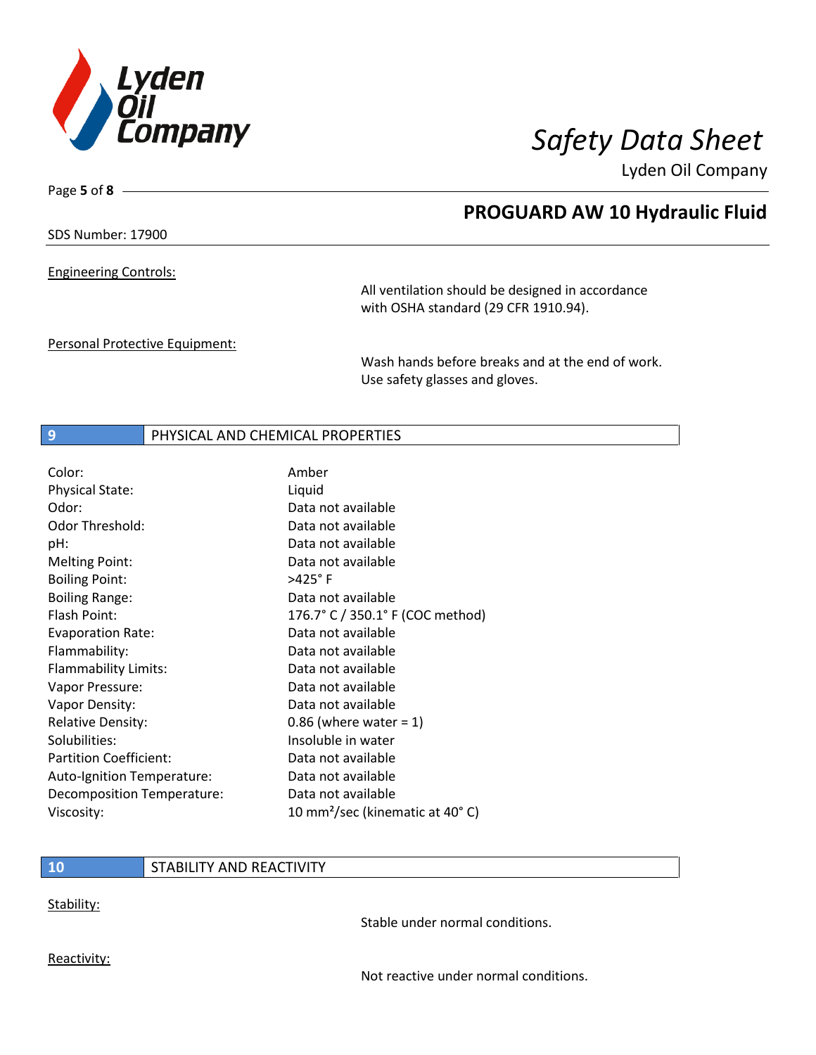Engineering Controls:

All ventilation should be designed in accordance with OSHA standard (29 CFR 1910.94).

Personal Protective Equipment:

Wash hands before breaks and at the end of work. Use safety glasses and gloves.

## 9 PHYSICAL AND CHEMICAL PROPERTIES

| | |
|---|---|
| Color: | Amber |
| Physical State: | Liquid |
| Odor: | Data not available |
| Odor Threshold: | Data not available |
| pH: | Data not available |
| Melting Point: | Data not available |
| Boiling Point: | >425° F |
| Boiling Range: | Data not available |
| Flash Point: | 176.7° C / 350.1° F (COC method) |
| Evaporation Rate: | Data not available |
| Flammability: | Data not available |
| Flammability Limits: | Data not available |
| Vapor Pressure: | Data not available |
| Vapor Density: | Data not available |
| Relative Density: | 0.86 (where water = 1) |
| Solubilities: | Insoluble in water |
| Partition Coefficient: | Data not available |
| Auto-Ignition Temperature: | Data not available |
| Decomposition Temperature: | Data not available |
| Viscosity: | 10 $mm^2$/sec (kinematic at 40° C) |

## 10 STABILITY AND REACTIVITY

Stability:

Stable under normal conditions.

Reactivity:

Not reactive under normal conditions.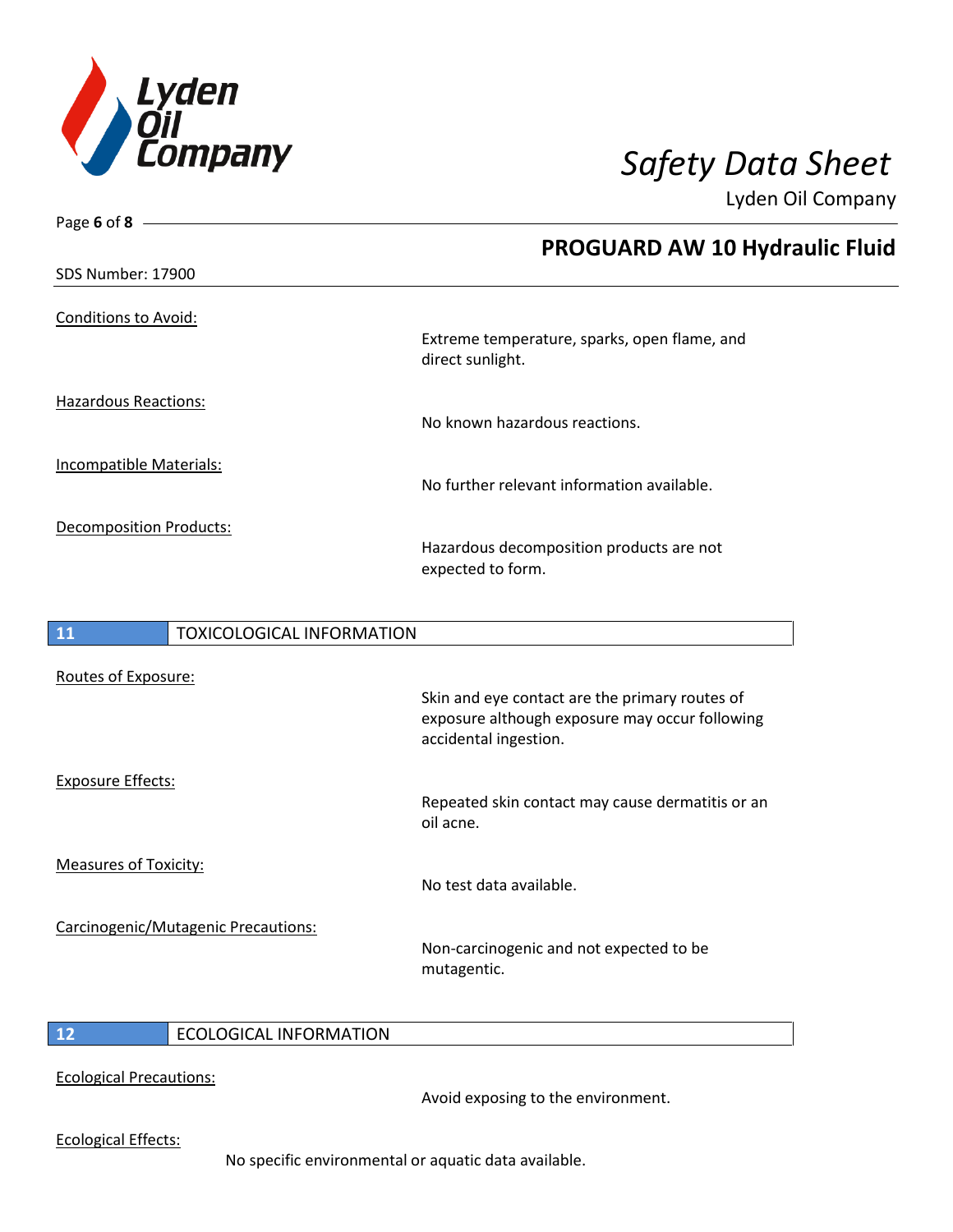**PROGUARD AW 10 Hydraulic Fluid**

SDS Number: 17900

Conditions to Avoid:

Extreme temperature, sparks, open flame, and direct sunlight.

Hazardous Reactions:

No known hazardous reactions.

Incompatible Materials:

No further relevant information available.

Decomposition Products:

Hazardous decomposition products are not expected to form.

## 11 TOXICOLOGICAL INFORMATION

Routes of Exposure:

Skin and eye contact are the primary routes of exposure although exposure may occur following accidental ingestion.

Exposure Effects:

Repeated skin contact may cause dermatitis or an oil acne.

Measures of Toxicity:

No test data available.

Carcinogenic/Mutagenic Precautions:

Non-carcinogenic and not expected to be mutagentic.

## 12 ECOLOGICAL INFORMATION

Ecological Precautions:

Avoid exposing to the environment.

Ecological Effects:

No specific environmental or aquatic data available.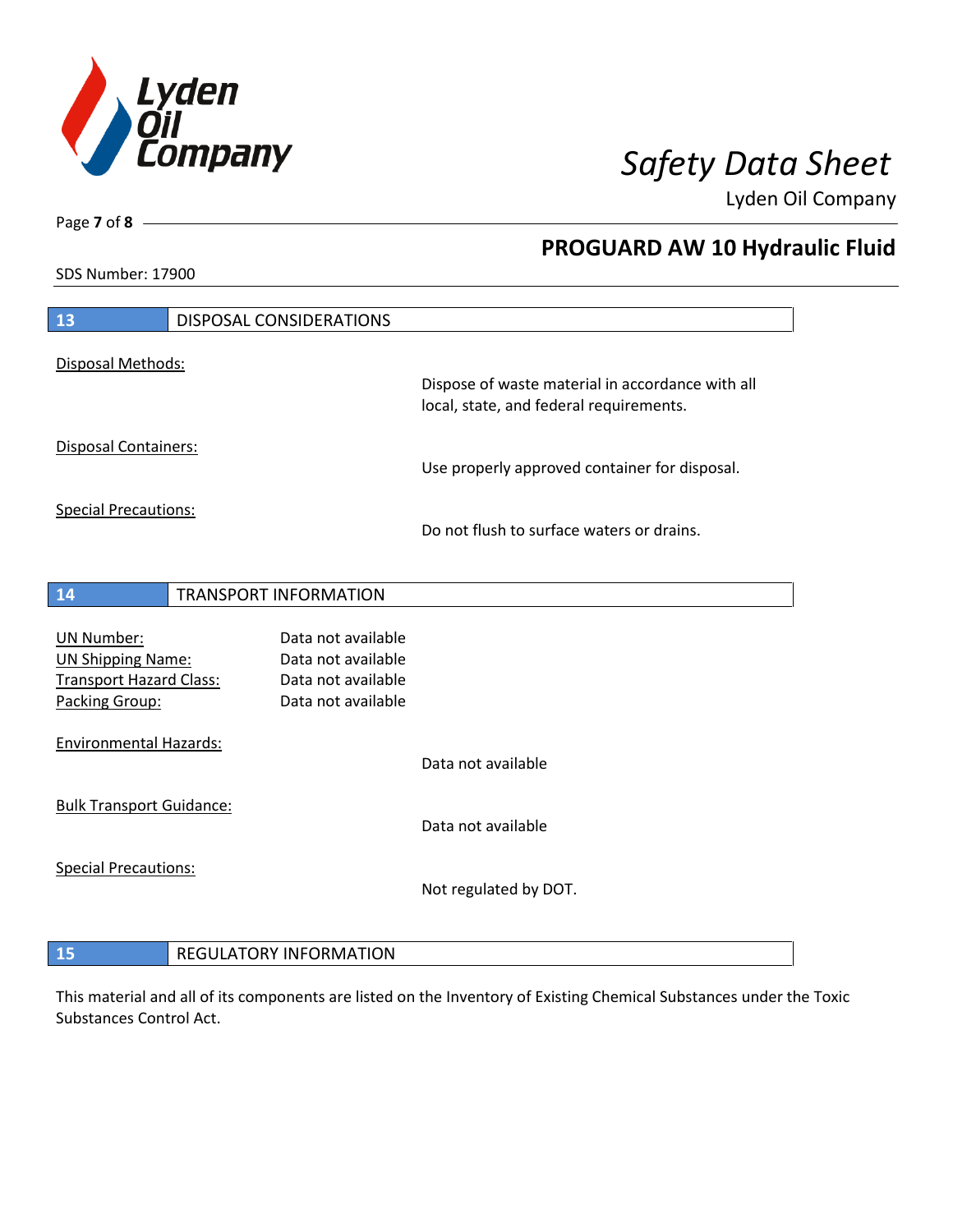## 13 DISPOSAL CONSIDERATIONS

Disposal Methods:

Dispose of waste material in accordance with all local, state, and federal requirements.

Disposal Containers:

Use properly approved container for disposal.

Special Precautions:

Do not flush to surface waters or drains.

## 14 TRANSPORT INFORMATION

| | |
|---|---|
| UN Number: | Data not available |
| UN Shipping Name: | Data not available |
| Transport Hazard Class: | Data not available |
| Packing Group: | Data not available |

Environmental Hazards:

Data not available

Bulk Transport Guidance:

Data not available

Special Precautions:

Not regulated by DOT.

## 15 REGULATORY INFORMATION

This material and all of its components are listed on the Inventory of Existing Chemical Substances under the Toxic Substances Control Act.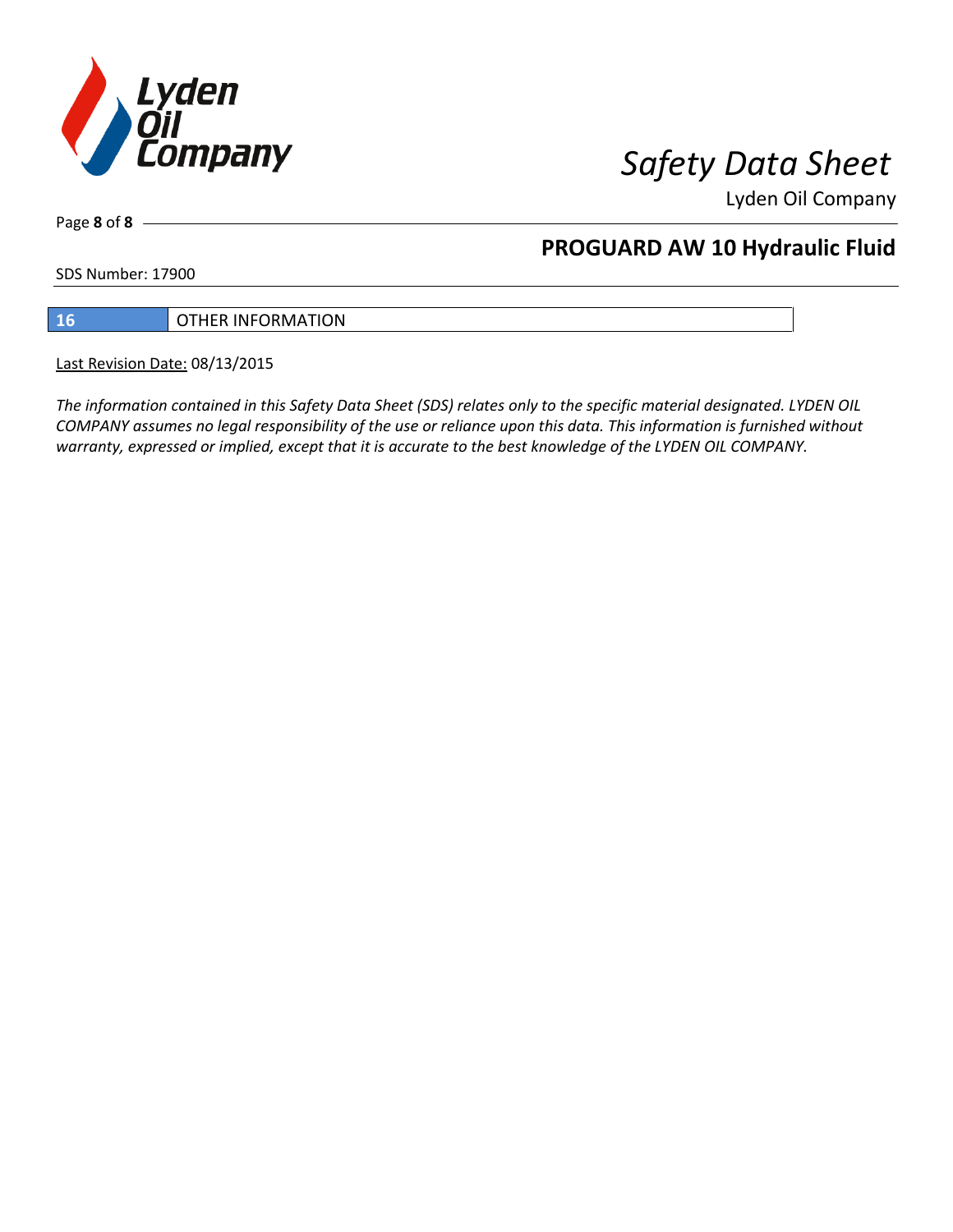## 16 OTHER INFORMATION

Last Revision Date: 08/13/2015

*The information contained in this Safety Data Sheet (SDS) relates only to the specific material designated. LYDEN OIL COMPANY assumes no legal responsibility of the use or reliance upon this data. This information is furnished without warranty, expressed or implied, except that it is accurate to the best knowledge of the LYDEN OIL COMPANY.*